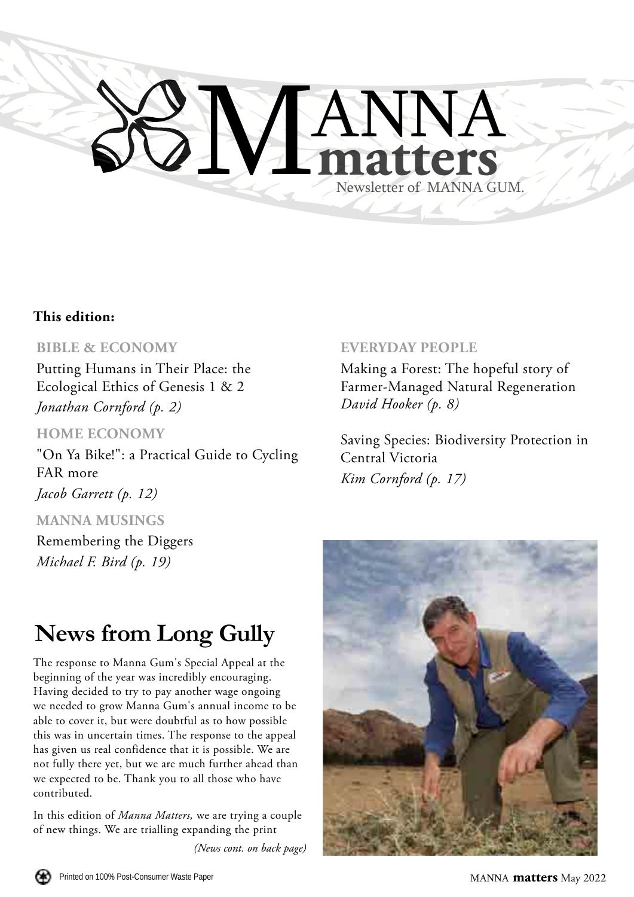# MANNA matters

Newsletter of MANNA GUM.

**This edition:**

**BIBLE & ECONOMY**

Putting Humans in Their Place: the Ecological Ethics of Genesis 1 & 2
*Jonathan Cornford (p. 2)*

**HOME ECONOMY**

"On Ya Bike!": a Practical Guide to Cycling FAR more
*Jacob Garrett (p. 12)*

**MANNA MUSINGS**

Remembering the Diggers
*Michael F. Bird (p. 19)*

**EVERYDAY PEOPLE**

Making a Forest: The hopeful story of Farmer-Managed Natural Regeneration
*David Hooker (p. 8)*

Saving Species: Biodiversity Protection in Central Victoria
*Kim Cornford (p. 17)*

## News from Long Gully

The response to Manna Gum's Special Appeal at the beginning of the year was incredibly encouraging. Having decided to try to pay another wage ongoing we needed to grow Manna Gum's annual income to be able to cover it, but were doubtful as to how possible this was in uncertain times. The response to the appeal has given us real confidence that it is possible. We are not fully there yet, but we are much further ahead than we expected to be. Thank you to all those who have contributed.

In this edition of *Manna Matters,* we are trying a couple of new things. We are trialling expanding the print

*(News cont. on back page)*

Printed on 100% Post-Consumer Waste Paper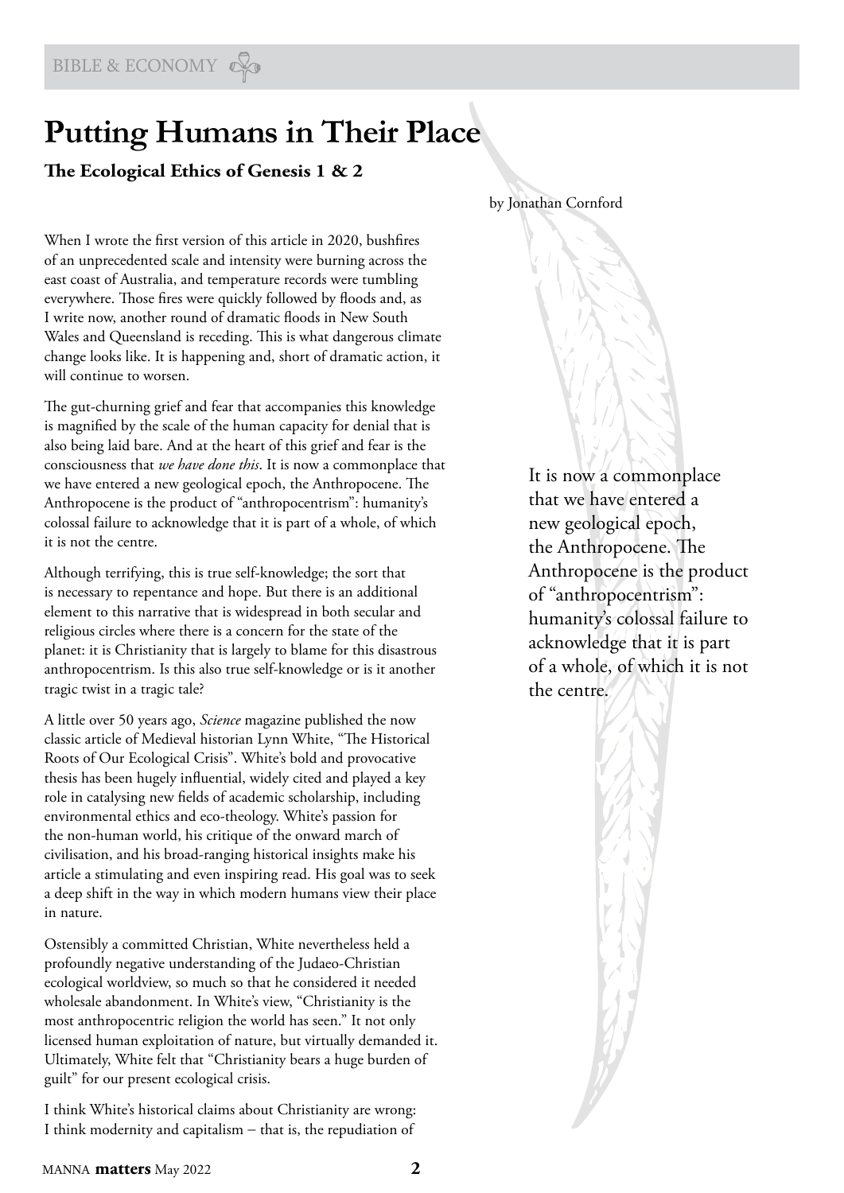# Putting Humans in Their Place

## The Ecological Ethics of Genesis 1 & 2

by Jonathan Cornford

When I wrote the first version of this article in 2020, bushfires of an unprecedented scale and intensity were burning across the east coast of Australia, and temperature records were tumbling everywhere. Those fires were quickly followed by floods and, as I write now, another round of dramatic floods in New South Wales and Queensland is receding. This is what dangerous climate change looks like. It is happening and, short of dramatic action, it will continue to worsen.

The gut-churning grief and fear that accompanies this knowledge is magnified by the scale of the human capacity for denial that is also being laid bare. And at the heart of this grief and fear is the consciousness that *we have done this*. It is now a commonplace that we have entered a new geological epoch, the Anthropocene. The Anthropocene is the product of "anthropocentrism": humanity's colossal failure to acknowledge that it is part of a whole, of which it is not the centre.

> It is now a commonplace that we have entered a new geological epoch, the Anthropocene. The Anthropocene is the product of "anthropocentrism": humanity's colossal failure to acknowledge that it is part of a whole, of which it is not the centre.

Although terrifying, this is true self-knowledge; the sort that is necessary to repentance and hope. But there is an additional element to this narrative that is widespread in both secular and religious circles where there is a concern for the state of the planet: it is Christianity that is largely to blame for this disastrous anthropocentrism. Is this also true self-knowledge or is it another tragic twist in a tragic tale?

A little over 50 years ago, *Science* magazine published the now classic article of Medieval historian Lynn White, "The Historical Roots of Our Ecological Crisis". White's bold and provocative thesis has been hugely influential, widely cited and played a key role in catalysing new fields of academic scholarship, including environmental ethics and eco-theology. White's passion for the non-human world, his critique of the onward march of civilisation, and his broad-ranging historical insights make his article a stimulating and even inspiring read. His goal was to seek a deep shift in the way in which modern humans view their place in nature.

Ostensibly a committed Christian, White nevertheless held a profoundly negative understanding of the Judaeo-Christian ecological worldview, so much so that he considered it needed wholesale abandonment. In White's view, "Christianity is the most anthropocentric religion the world has seen." It not only licensed human exploitation of nature, but virtually demanded it. Ultimately, White felt that "Christianity bears a huge burden of guilt" for our present ecological crisis.

I think White's historical claims about Christianity are wrong: I think modernity and capitalism – that is, the repudiation of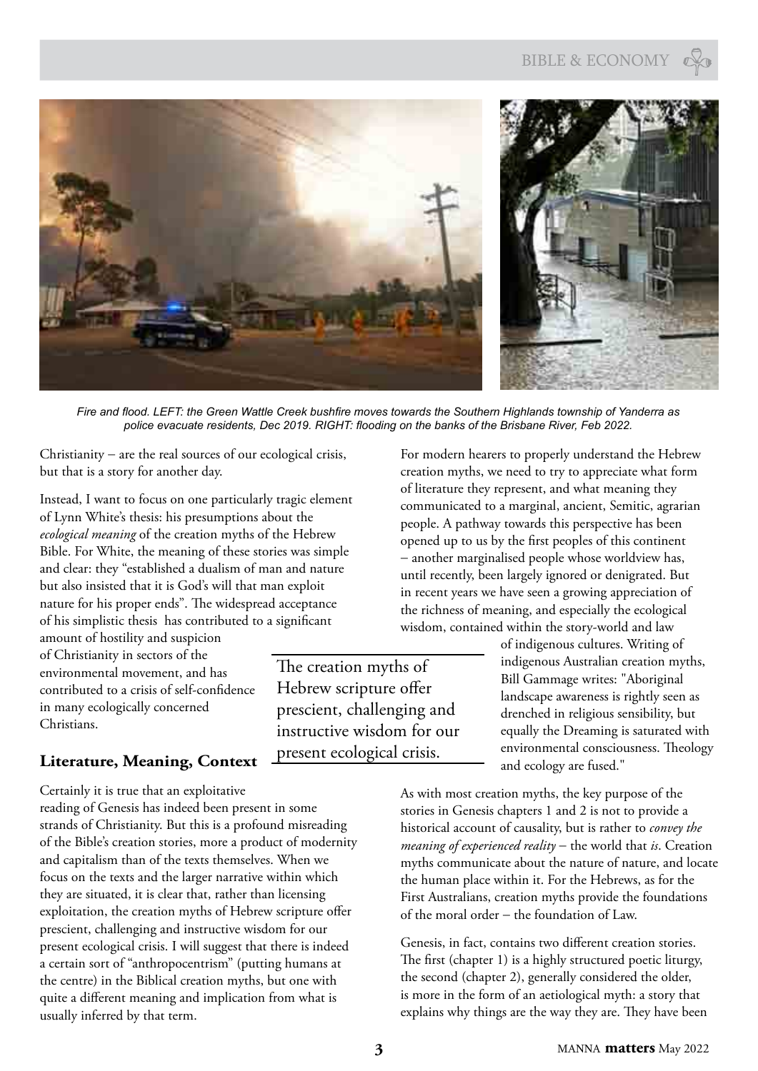*Fire and flood. LEFT: the Green Wattle Creek bushfire moves towards the Southern Highlands township of Yanderra as police evacuate residents, Dec 2019. RIGHT: flooding on the banks of the Brisbane River, Feb 2022.*

Christianity – are the real sources of our ecological crisis, but that is a story for another day.

Instead, I want to focus on one particularly tragic element of Lynn White's thesis: his presumptions about the *ecological meaning* of the creation myths of the Hebrew Bible. For White, the meaning of these stories was simple and clear: they "established a dualism of man and nature but also insisted that it is God's will that man exploit nature for his proper ends". The widespread acceptance of his simplistic thesis has contributed to a significant amount of hostility and suspicion of Christianity in sectors of the environmental movement, and has contributed to a crisis of self-confidence in many ecologically concerned Christians.

## Literature, Meaning, Context

Certainly it is true that an exploitative reading of Genesis has indeed been present in some strands of Christianity. But this is a profound misreading of the Bible's creation stories, more a product of modernity and capitalism than of the texts themselves. When we focus on the texts and the larger narrative within which they are situated, it is clear that, rather than licensing exploitation, the creation myths of Hebrew scripture offer prescient, challenging and instructive wisdom for our present ecological crisis. I will suggest that there is indeed a certain sort of "anthropocentrism" (putting humans at the centre) in the Biblical creation myths, but one with quite a different meaning and implication from what is usually inferred by that term.

> The creation myths of Hebrew scripture offer prescient, challenging and instructive wisdom for our present ecological crisis.

For modern hearers to properly understand the Hebrew creation myths, we need to try to appreciate what form of literature they represent, and what meaning they communicated to a marginal, ancient, Semitic, agrarian people. A pathway towards this perspective has been opened up to us by the first peoples of this continent – another marginalised people whose worldview has, until recently, been largely ignored or denigrated. But in recent years we have seen a growing appreciation of the richness of meaning, and especially the ecological wisdom, contained within the story-world and law of indigenous cultures. Writing of indigenous Australian creation myths, Bill Gammage writes: "Aboriginal landscape awareness is rightly seen as drenched in religious sensibility, but equally the Dreaming is saturated with environmental consciousness. Theology and ecology are fused."

As with most creation myths, the key purpose of the stories in Genesis chapters 1 and 2 is not to provide a historical account of causality, but is rather to *convey the meaning of experienced reality* – the world that *is*. Creation myths communicate about the nature of nature, and locate the human place within it. For the Hebrews, as for the First Australians, creation myths provide the foundations of the moral order – the foundation of Law.

Genesis, in fact, contains two different creation stories. The first (chapter 1) is a highly structured poetic liturgy, the second (chapter 2), generally considered the older, is more in the form of an aetiological myth: a story that explains why things are the way they are. They have been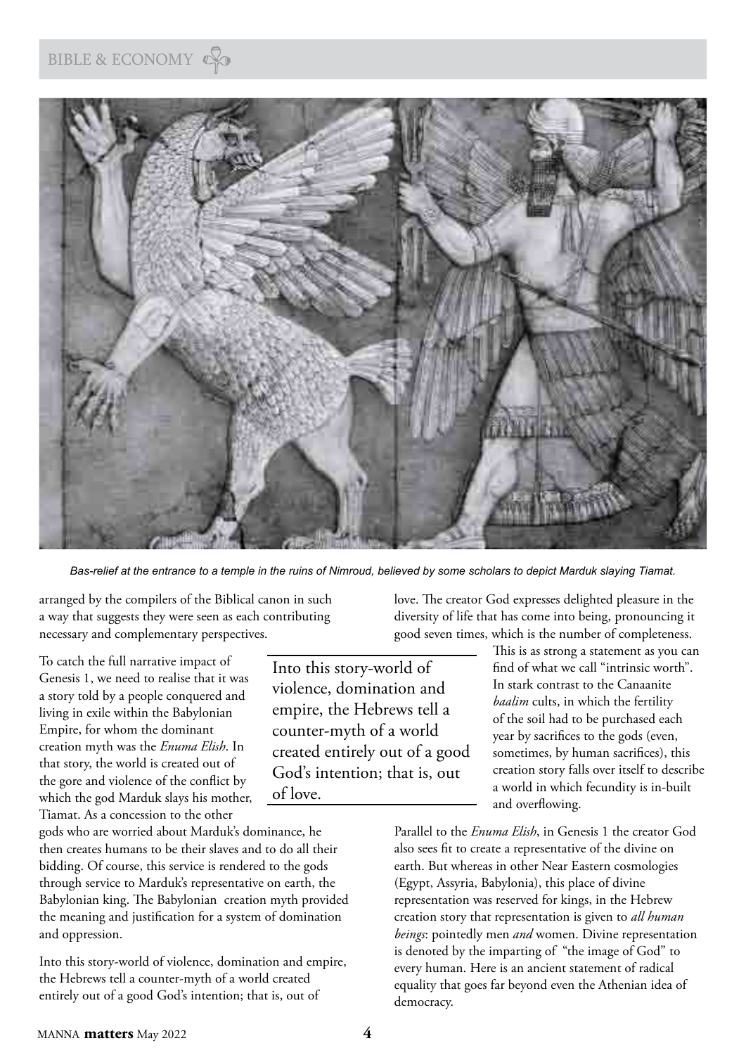*Bas-relief at the entrance to a temple in the ruins of Nimroud, believed by some scholars to depict Marduk slaying Tiamat.*

arranged by the compilers of the Biblical canon in such a way that suggests they were seen as each contributing necessary and complementary perspectives.

To catch the full narrative impact of Genesis 1, we need to realise that it was a story told by a people conquered and living in exile within the Babylonian Empire, for whom the dominant creation myth was the *Enuma Elish*. In that story, the world is created out of the gore and violence of the conflict by which the god Marduk slays his mother, Tiamat. As a concession to the other gods who are worried about Marduk's dominance, he then creates humans to be their slaves and to do all their bidding. Of course, this service is rendered to the gods through service to Marduk's representative on earth, the Babylonian king. The Babylonian creation myth provided the meaning and justification for a system of domination and oppression.

Into this story-world of violence, domination and empire, the Hebrews tell a counter-myth of a world created entirely out of a good God's intention; that is, out of love. The creator God expresses delighted pleasure in the diversity of life that has come into being, pronouncing it good seven times, which is the number of completeness. This is as strong a statement as you can find of what we call "intrinsic worth". In stark contrast to the Canaanite *baalim* cults, in which the fertility of the soil had to be purchased each year by sacrifices to the gods (even, sometimes, by human sacrifices), this creation story falls over itself to describe a world in which fecundity is in-built and overflowing.

> Into this story-world of violence, domination and empire, the Hebrews tell a counter-myth of a world created entirely out of a good God's intention; that is, out of love.

Parallel to the *Enuma Elish*, in Genesis 1 the creator God also sees fit to create a representative of the divine on earth. But whereas in other Near Eastern cosmologies (Egypt, Assyria, Babylonia), this place of divine representation was reserved for kings, in the Hebrew creation story that representation is given to *all human beings*: pointedly men *and* women. Divine representation is denoted by the imparting of "the image of God" to every human. Here is an ancient statement of radical equality that goes far beyond even the Athenian idea of democracy.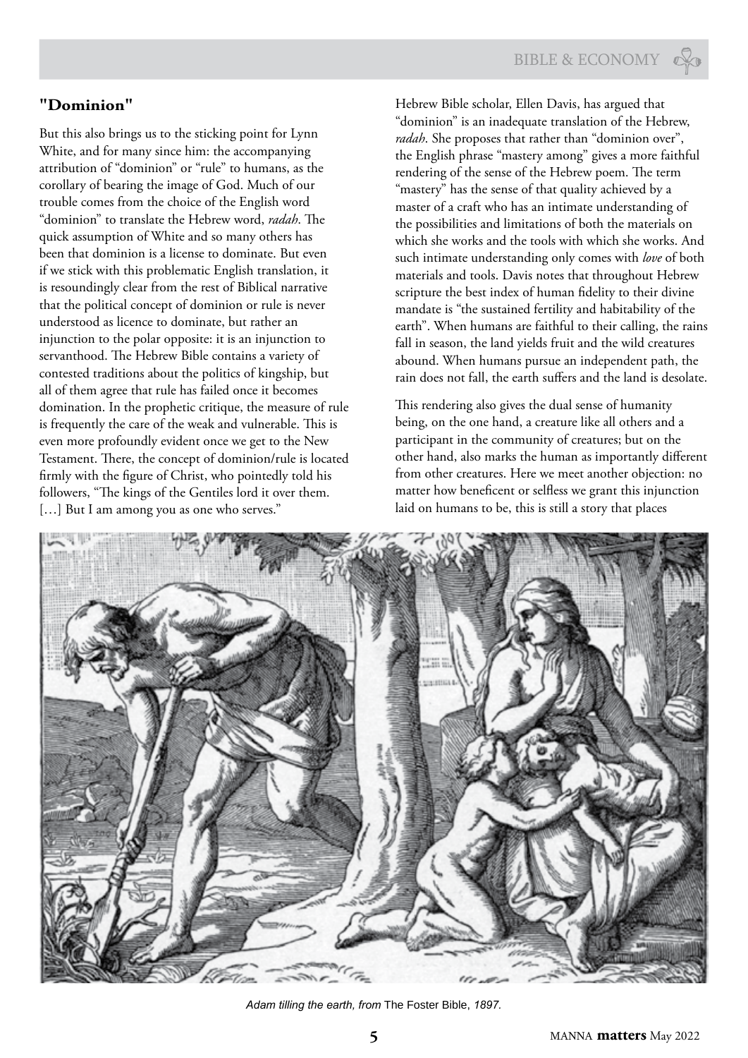## "Dominion"

But this also brings us to the sticking point for Lynn White, and for many since him: the accompanying attribution of "dominion" or "rule" to humans, as the corollary of bearing the image of God. Much of our trouble comes from the choice of the English word "dominion" to translate the Hebrew word, *radah*. The quick assumption of White and so many others has been that dominion is a license to dominate. But even if we stick with this problematic English translation, it is resoundingly clear from the rest of Biblical narrative that the political concept of dominion or rule is never understood as licence to dominate, but rather an injunction to the polar opposite: it is an injunction to servanthood. The Hebrew Bible contains a variety of contested traditions about the politics of kingship, but all of them agree that rule has failed once it becomes domination. In the prophetic critique, the measure of rule is frequently the care of the weak and vulnerable. This is even more profoundly evident once we get to the New Testament. There, the concept of dominion/rule is located firmly with the figure of Christ, who pointedly told his followers, "The kings of the Gentiles lord it over them. […] But I am among you as one who serves."

Hebrew Bible scholar, Ellen Davis, has argued that "dominion" is an inadequate translation of the Hebrew, *radah*. She proposes that rather than "dominion over", the English phrase "mastery among" gives a more faithful rendering of the sense of the Hebrew poem. The term "mastery" has the sense of that quality achieved by a master of a craft who has an intimate understanding of the possibilities and limitations of both the materials on which she works and the tools with which she works. And such intimate understanding only comes with *love* of both materials and tools. Davis notes that throughout Hebrew scripture the best index of human fidelity to their divine mandate is "the sustained fertility and habitability of the earth". When humans are faithful to their calling, the rains fall in season, the land yields fruit and the wild creatures abound. When humans pursue an independent path, the rain does not fall, the earth suffers and the land is desolate.

This rendering also gives the dual sense of humanity being, on the one hand, a creature like all others and a participant in the community of creatures; but on the other hand, also marks the human as importantly different from other creatures. Here we meet another objection: no matter how beneficent or selfless we grant this injunction laid on humans to be, this is still a story that places

*Adam tilling the earth, from* The Foster Bible, *1897.*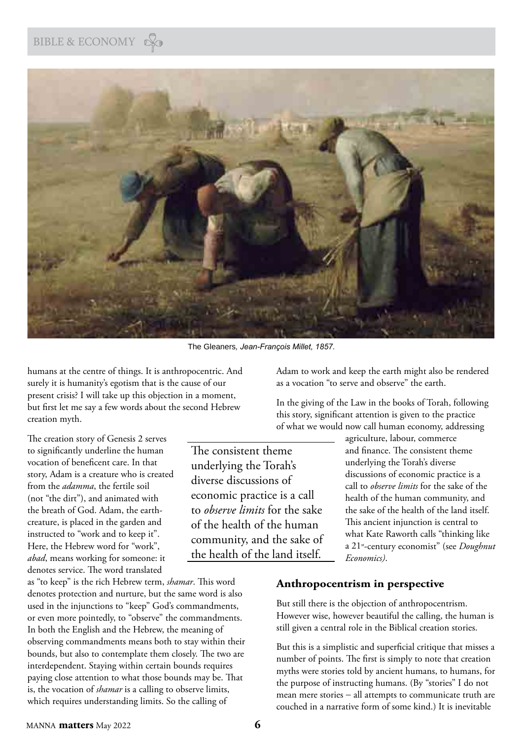The Gleaners*, Jean-François Millet, 1857.*

humans at the centre of things. It is anthropocentric. And surely it is humanity's egotism that is the cause of our present crisis? I will take up this objection in a moment, but first let me say a few words about the second Hebrew creation myth.

The creation story of Genesis 2 serves to significantly underline the human vocation of beneficent care. In that story, Adam is a creature who is created from the *adamma*, the fertile soil (not "the dirt"), and animated with the breath of God. Adam, the earth-creature, is placed in the garden and instructed to "work and to keep it". Here, the Hebrew word for "work", *abad*, means working for someone: it denotes service. The word translated as "to keep" is the rich Hebrew term, *shamar*. This word denotes protection and nurture, but the same word is also used in the injunctions to "keep" God's commandments, or even more pointedly, to "observe" the commandments. In both the English and the Hebrew, the meaning of observing commandments means both to stay within their bounds, but also to contemplate them closely. The two are interdependent. Staying within certain bounds requires paying close attention to what those bounds may be. That is, the vocation of *shamar* is a calling to observe limits, which requires understanding limits. So the calling of Adam to work and keep the earth might also be rendered as a vocation "to serve and observe" the earth.

> The consistent theme underlying the Torah's diverse discussions of economic practice is a call to *observe limits* for the sake of the health of the human community, and the sake of the health of the land itself.

In the giving of the Law in the books of Torah, following this story, significant attention is given to the practice of what we would now call human economy, addressing agriculture, labour, commerce and finance. The consistent theme underlying the Torah's diverse discussions of economic practice is a call to *observe limits* for the sake of the health of the human community, and the sake of the health of the land itself. This ancient injunction is central to what Kate Raworth calls "thinking like a 21st-century economist" (see *Doughnut Economics)*.

### Anthropocentrism in perspective

But still there is the objection of anthropocentrism. However wise, however beautiful the calling, the human is still given a central role in the Biblical creation stories.

But this is a simplistic and superficial critique that misses a number of points. The first is simply to note that creation myths were stories told by ancient humans, to humans, for the purpose of instructing humans. (By "stories" I do not mean mere stories – all attempts to communicate truth are couched in a narrative form of some kind.) It is inevitable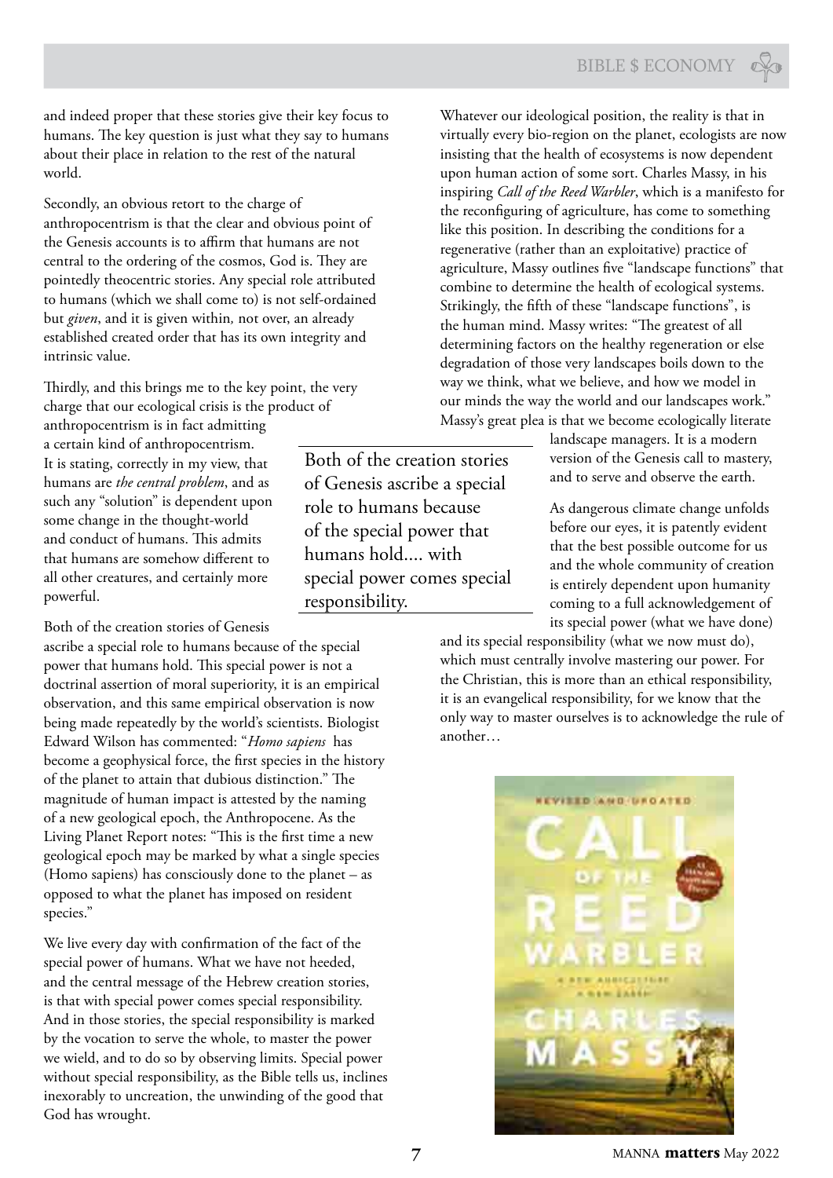and indeed proper that these stories give their key focus to humans. The key question is just what they say to humans about their place in relation to the rest of the natural world.

Secondly, an obvious retort to the charge of anthropocentrism is that the clear and obvious point of the Genesis accounts is to affirm that humans are not central to the ordering of the cosmos, God is. They are pointedly theocentric stories. Any special role attributed to humans (which we shall come to) is not self-ordained but *given*, and it is given within*,* not over, an already established created order that has its own integrity and intrinsic value.

Thirdly, and this brings me to the key point, the very charge that our ecological crisis is the product of anthropocentrism is in fact admitting a certain kind of anthropocentrism. It is stating, correctly in my view, that humans are *the central problem*, and as such any "solution" is dependent upon some change in the thought-world and conduct of humans. This admits that humans are somehow different to all other creatures, and certainly more powerful.

> Both of the creation stories of Genesis ascribe a special role to humans because of the special power that humans hold.... with special power comes special responsibility.

Both of the creation stories of Genesis ascribe a special role to humans because of the special power that humans hold. This special power is not a doctrinal assertion of moral superiority, it is an empirical observation, and this same empirical observation is now being made repeatedly by the world's scientists. Biologist Edward Wilson has commented: "*Homo sapiens* has become a geophysical force, the first species in the history of the planet to attain that dubious distinction." The magnitude of human impact is attested by the naming of a new geological epoch, the Anthropocene. As the Living Planet Report notes: "This is the first time a new geological epoch may be marked by what a single species (Homo sapiens) has consciously done to the planet – as opposed to what the planet has imposed on resident species."

We live every day with confirmation of the fact of the special power of humans. What we have not heeded, and the central message of the Hebrew creation stories, is that with special power comes special responsibility. And in those stories, the special responsibility is marked by the vocation to serve the whole, to master the power we wield, and to do so by observing limits. Special power without special responsibility, as the Bible tells us, inclines inexorably to uncreation, the unwinding of the good that God has wrought.

Whatever our ideological position, the reality is that in virtually every bio-region on the planet, ecologists are now insisting that the health of ecosystems is now dependent upon human action of some sort. Charles Massy, in his inspiring *Call of the Reed Warbler*, which is a manifesto for the reconfiguring of agriculture, has come to something like this position. In describing the conditions for a regenerative (rather than an exploitative) practice of agriculture, Massy outlines five "landscape functions" that combine to determine the health of ecological systems. Strikingly, the fifth of these "landscape functions", is the human mind. Massy writes: "The greatest of all determining factors on the healthy regeneration or else degradation of those very landscapes boils down to the way we think, what we believe, and how we model in our minds the way the world and our landscapes work." Massy's great plea is that we become ecologically literate landscape managers. It is a modern version of the Genesis call to mastery, and to serve and observe the earth.

As dangerous climate change unfolds before our eyes, it is patently evident that the best possible outcome for us and the whole community of creation is entirely dependent upon humanity coming to a full acknowledgement of its special power (what we have done) and its special responsibility (what we now must do), which must centrally involve mastering our power. For the Christian, this is more than an ethical responsibility, it is an evangelical responsibility, for we know that the only way to master ourselves is to acknowledge the rule of another…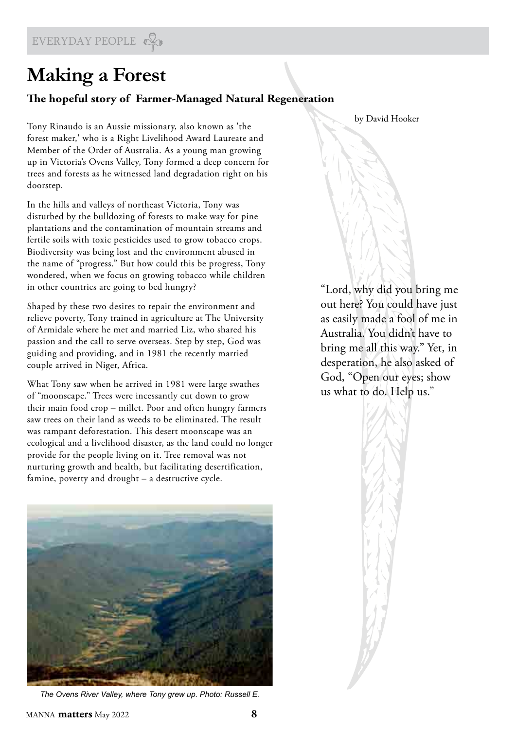# Making a Forest

### The hopeful story of Farmer-Managed Natural Regeneration

by David Hooker

Tony Rinaudo is an Aussie missionary, also known as 'the forest maker,' who is a Right Livelihood Award Laureate and Member of the Order of Australia. As a young man growing up in Victoria's Ovens Valley, Tony formed a deep concern for trees and forests as he witnessed land degradation right on his doorstep.

In the hills and valleys of northeast Victoria, Tony was disturbed by the bulldozing of forests to make way for pine plantations and the contamination of mountain streams and fertile soils with toxic pesticides used to grow tobacco crops. Biodiversity was being lost and the environment abused in the name of "progress." But how could this be progress, Tony wondered, when we focus on growing tobacco while children in other countries are going to bed hungry?

Shaped by these two desires to repair the environment and relieve poverty, Tony trained in agriculture at The University of Armidale where he met and married Liz, who shared his passion and the call to serve overseas. Step by step, God was guiding and providing, and in 1981 the recently married couple arrived in Niger, Africa.

What Tony saw when he arrived in 1981 were large swathes of "moonscape." Trees were incessantly cut down to grow their main food crop – millet. Poor and often hungry farmers saw trees on their land as weeds to be eliminated. The result was rampant deforestation. This desert moonscape was an ecological and a livelihood disaster, as the land could no longer provide for the people living on it. Tree removal was not nurturing growth and health, but facilitating desertification, famine, poverty and drought – a destructive cycle.

> "Lord, why did you bring me out here? You could have just as easily made a fool of me in Australia. You didn't have to bring me all this way." Yet, in desperation, he also asked of God, "Open our eyes; show us what to do. Help us."

*The Ovens River Valley, where Tony grew up. Photo: Russell E.*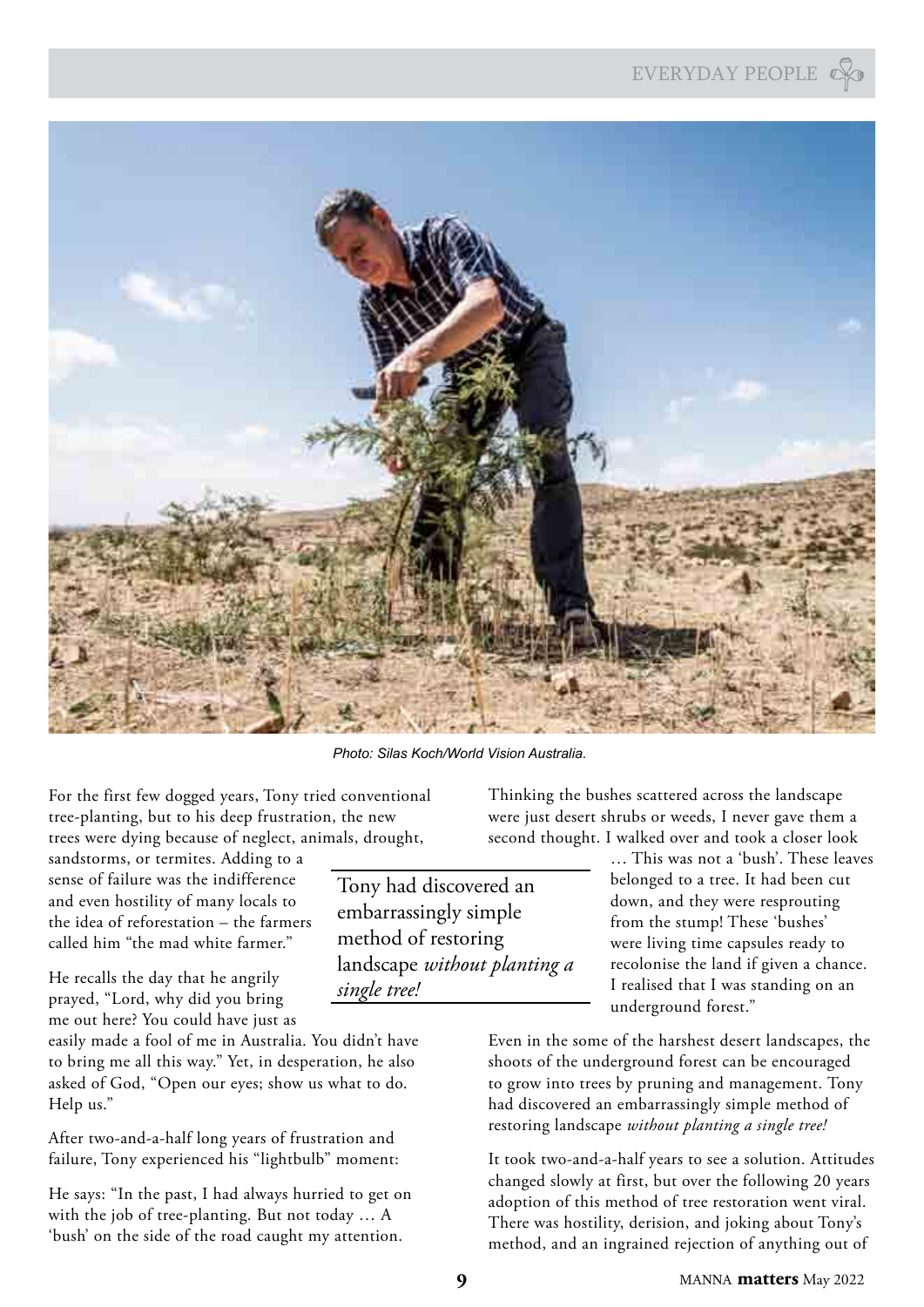Photo: Silas Koch/World Vision Australia.

For the first few dogged years, Tony tried conventional tree-planting, but to his deep frustration, the new trees were dying because of neglect, animals, drought, sandstorms, or termites. Adding to a sense of failure was the indifference and even hostility of many locals to the idea of reforestation – the farmers called him "the mad white farmer."

He recalls the day that he angrily prayed, "Lord, why did you bring me out here? You could have just as easily made a fool of me in Australia. You didn't have to bring me all this way." Yet, in desperation, he also asked of God, "Open our eyes; show us what to do. Help us."

After two-and-a-half long years of frustration and failure, Tony experienced his "lightbulb" moment:

He says: "In the past, I had always hurried to get on with the job of tree-planting. But not today … A 'bush' on the side of the road caught my attention. Thinking the bushes scattered across the landscape were just desert shrubs or weeds, I never gave them a second thought. I walked over and took a closer look … This was not a 'bush'. These leaves belonged to a tree. It had been cut down, and they were resprouting from the stump! These 'bushes' were living time capsules ready to recolonise the land if given a chance. I realised that I was standing on an underground forest."

> Tony had discovered an embarrassingly simple method of restoring landscape *without planting a single tree!*

Even in the some of the harshest desert landscapes, the shoots of the underground forest can be encouraged to grow into trees by pruning and management. Tony had discovered an embarrassingly simple method of restoring landscape *without planting a single tree!*

It took two-and-a-half years to see a solution. Attitudes changed slowly at first, but over the following 20 years adoption of this method of tree restoration went viral. There was hostility, derision, and joking about Tony's method, and an ingrained rejection of anything out of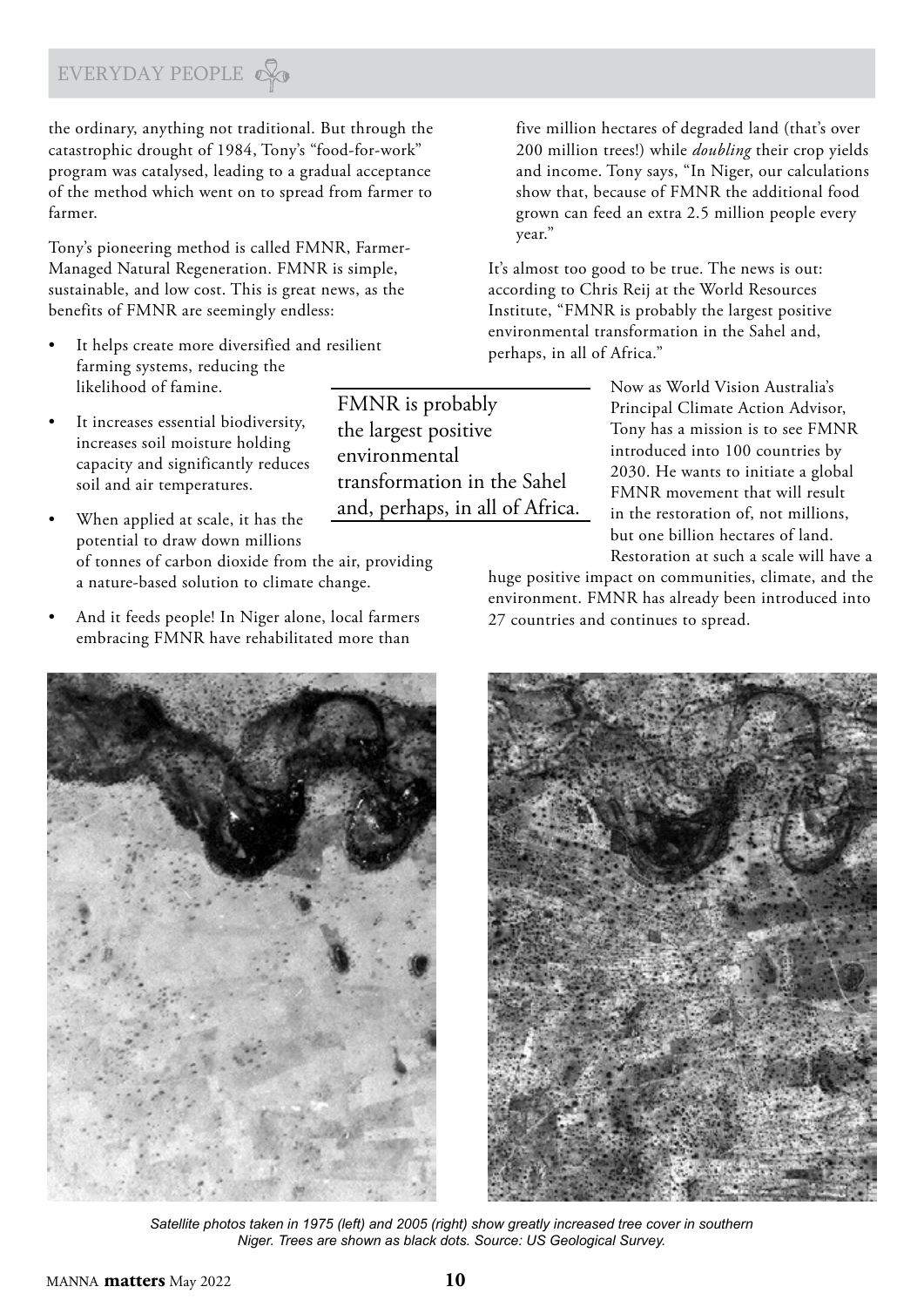the ordinary, anything not traditional. But through the catastrophic drought of 1984, Tony's "food-for-work" program was catalysed, leading to a gradual acceptance of the method which went on to spread from farmer to farmer.

Tony's pioneering method is called FMNR, Farmer-Managed Natural Regeneration. FMNR is simple, sustainable, and low cost. This is great news, as the benefits of FMNR are seemingly endless:

- It helps create more diversified and resilient farming systems, reducing the likelihood of famine.
- It increases essential biodiversity, increases soil moisture holding capacity and significantly reduces soil and air temperatures.
- When applied at scale, it has the potential to draw down millions of tonnes of carbon dioxide from the air, providing a nature-based solution to climate change.
- And it feeds people! In Niger alone, local farmers embracing FMNR have rehabilitated more than five million hectares of degraded land (that's over 200 million trees!) while *doubling* their crop yields and income. Tony says, "In Niger, our calculations show that, because of FMNR the additional food grown can feed an extra 2.5 million people every year."

It's almost too good to be true. The news is out: according to Chris Reij at the World Resources Institute, "FMNR is probably the largest positive environmental transformation in the Sahel and, perhaps, in all of Africa."

> FMNR is probably the largest positive environmental transformation in the Sahel and, perhaps, in all of Africa.

Now as World Vision Australia's Principal Climate Action Advisor, Tony has a mission is to see FMNR introduced into 100 countries by 2030. He wants to initiate a global FMNR movement that will result in the restoration of, not millions, but one billion hectares of land. Restoration at such a scale will have a huge positive impact on communities, climate, and the environment. FMNR has already been introduced into 27 countries and continues to spread.

*Satellite photos taken in 1975 (left) and 2005 (right) show greatly increased tree cover in southern Niger. Trees are shown as black dots. Source: US Geological Survey.*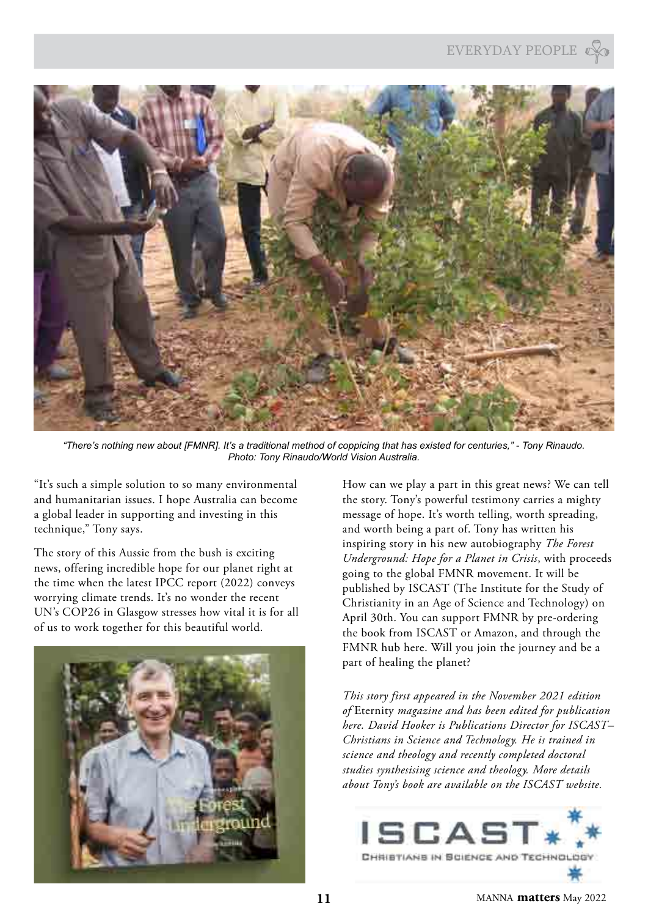*"There's nothing new about [FMNR]. It's a traditional method of coppicing that has existed for centuries," - Tony Rinaudo. Photo: Tony Rinaudo/World Vision Australia.*

"It's such a simple solution to so many environmental and humanitarian issues. I hope Australia can become a global leader in supporting and investing in this technique," Tony says.

The story of this Aussie from the bush is exciting news, offering incredible hope for our planet right at the time when the latest IPCC report (2022) conveys worrying climate trends. It's no wonder the recent UN's COP26 in Glasgow stresses how vital it is for all of us to work together for this beautiful world.

How can we play a part in this great news? We can tell the story. Tony's powerful testimony carries a mighty message of hope. It's worth telling, worth spreading, and worth being a part of. Tony has written his inspiring story in his new autobiography *The Forest Underground: Hope for a Planet in Crisis*, with proceeds going to the global FMNR movement. It will be published by ISCAST (The Institute for the Study of Christianity in an Age of Science and Technology) on April 30th. You can support FMNR by pre-ordering the book from ISCAST or Amazon, and through the FMNR hub here. Will you join the journey and be a part of healing the planet?

*This story first appeared in the November 2021 edition of* Eternity *magazine and has been edited for publication here. David Hooker is Publications Director for ISCAST–Christians in Science and Technology. He is trained in science and theology and recently completed doctoral studies synthesising science and theology. More details about Tony's book are available on the ISCAST website.*

ISCAST
CHRISTIANS IN SCIENCE AND TECHNOLOGY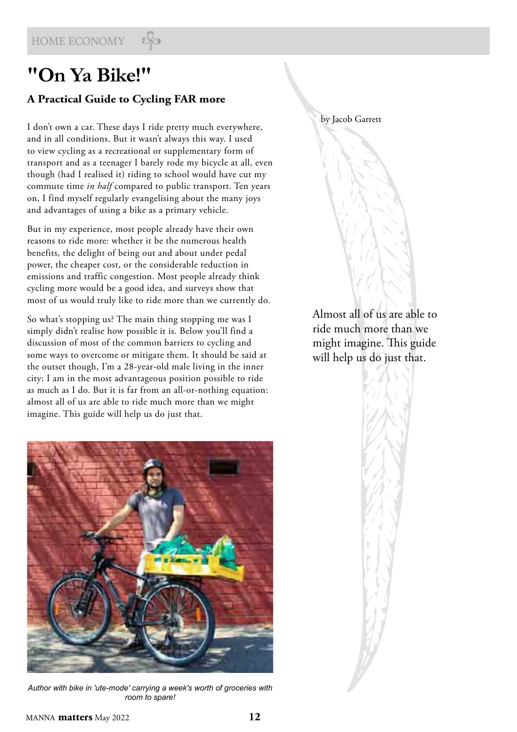# "On Ya Bike!"

### A Practical Guide to Cycling FAR more

by Jacob Garrett

I don't own a car. These days I ride pretty much everywhere, and in all conditions. But it wasn't always this way. I used to view cycling as a recreational or supplementary form of transport and as a teenager I barely rode my bicycle at all, even though (had I realised it) riding to school would have cut my commute time *in half* compared to public transport. Ten years on, I find myself regularly evangelising about the many joys and advantages of using a bike as a primary vehicle.

But in my experience, most people already have their own reasons to ride more: whether it be the numerous health benefits, the delight of being out and about under pedal power, the cheaper cost, or the considerable reduction in emissions and traffic congestion. Most people already think cycling more would be a good idea, and surveys show that most of us would truly like to ride more than we currently do.

So what's stopping us? The main thing stopping me was I simply didn't realise how possible it is. Below you'll find a discussion of most of the common barriers to cycling and some ways to overcome or mitigate them. It should be said at the outset though, I'm a 28-year-old male living in the inner city: I am in the most advantageous position possible to ride as much as I do. But it is far from an all-or-nothing equation: almost all of us are able to ride much more than we might imagine. This guide will help us do just that.

> Almost all of us are able to ride much more than we might imagine. This guide will help us do just that.

*Author with bike in 'ute-mode' carrying a week's worth of groceries with room to spare!*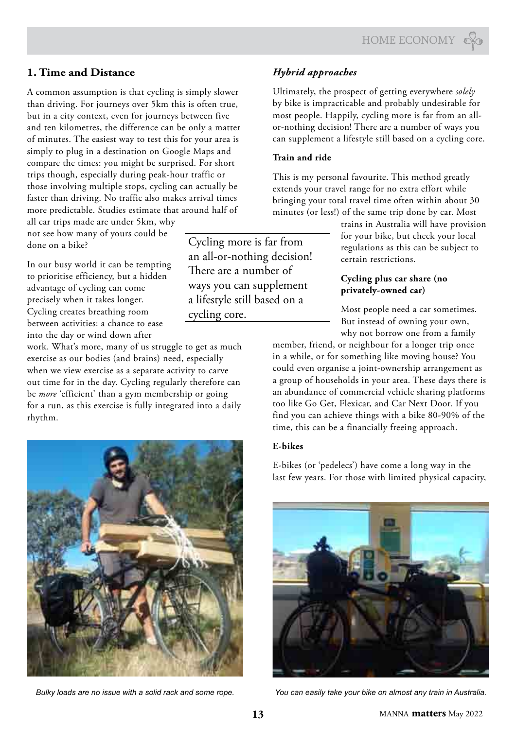## 1. Time and Distance

A common assumption is that cycling is simply slower than driving. For journeys over 5km this is often true, but in a city context, even for journeys between five and ten kilometres, the difference can be only a matter of minutes. The easiest way to test this for your area is simply to plug in a destination on Google Maps and compare the times: you might be surprised. For short trips though, especially during peak-hour traffic or those involving multiple stops, cycling can actually be faster than driving. No traffic also makes arrival times more predictable. Studies estimate that around half of all car trips made are under 5km, why not see how many of yours could be done on a bike?

In our busy world it can be tempting to prioritise efficiency, but a hidden advantage of cycling can come precisely when it takes longer. Cycling creates breathing room between activities: a chance to ease into the day or wind down after work. What's more, many of us struggle to get as much exercise as our bodies (and brains) need, especially when we view exercise as a separate activity to carve out time for in the day. Cycling regularly therefore can be *more* 'efficient' than a gym membership or going for a run, as this exercise is fully integrated into a daily rhythm.

Bulky loads are no issue with a solid rack and some rope.

### *Hybrid approaches*

Ultimately, the prospect of getting everywhere *solely* by bike is impracticable and probably undesirable for most people. Happily, cycling more is far from an all-or-nothing decision! There are a number of ways you can supplement a lifestyle still based on a cycling core.

> Cycling more is far from an all-or-nothing decision! There are a number of ways you can supplement a lifestyle still based on a cycling core.

**Train and ride**

This is my personal favourite. This method greatly extends your travel range for no extra effort while bringing your total travel time often within about 30 minutes (or less!) of the same trip done by car. Most trains in Australia will have provision for your bike, but check your local regulations as this can be subject to certain restrictions.

**Cycling plus car share (no privately-owned car)**

Most people need a car sometimes. But instead of owning your own, why not borrow one from a family member, friend, or neighbour for a longer trip once in a while, or for something like moving house? You could even organise a joint-ownership arrangement as a group of households in your area. These days there is an abundance of commercial vehicle sharing platforms too like Go Get, Flexicar, and Car Next Door. If you find you can achieve things with a bike 80-90% of the time, this can be a financially freeing approach.

**E-bikes**

E-bikes (or 'pedelecs') have come a long way in the last few years. For those with limited physical capacity,

You can easily take your bike on almost any train in Australia.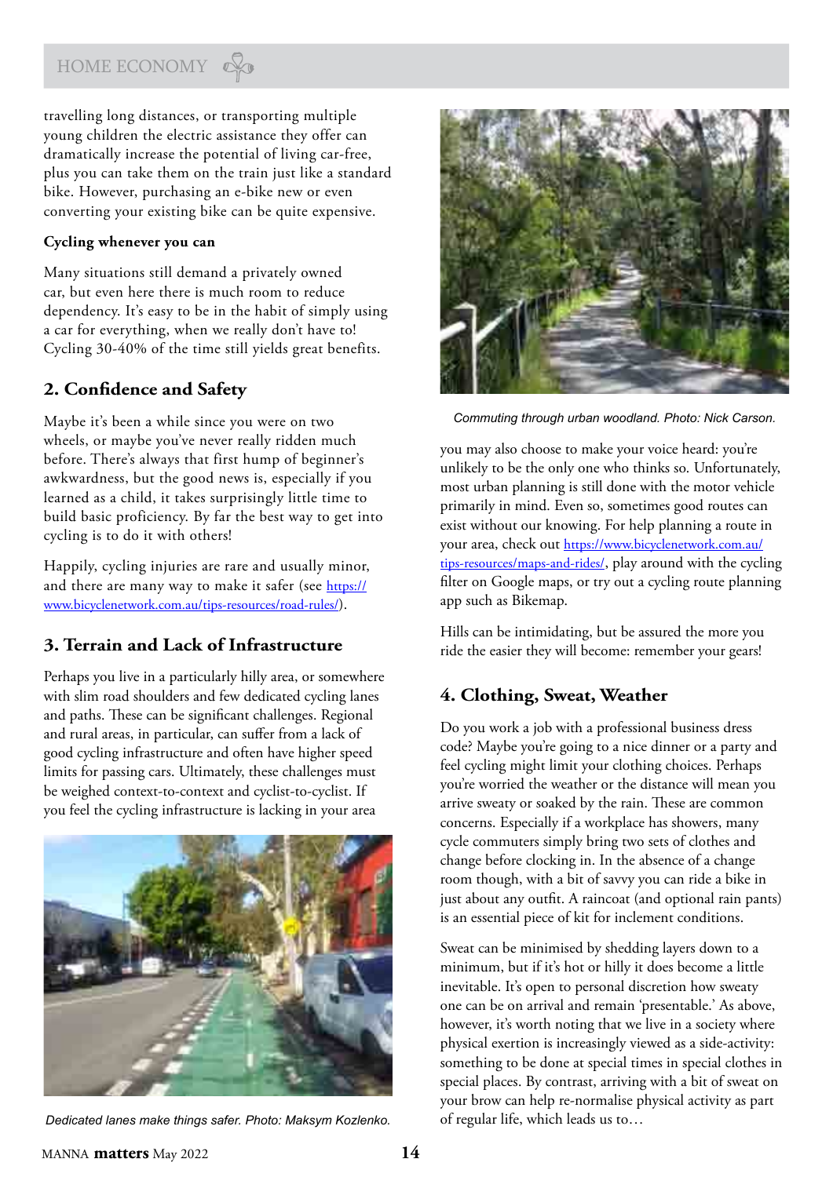travelling long distances, or transporting multiple young children the electric assistance they offer can dramatically increase the potential of living car-free, plus you can take them on the train just like a standard bike. However, purchasing an e-bike new or even converting your existing bike can be quite expensive.

**Cycling whenever you can**

Many situations still demand a privately owned car, but even here there is much room to reduce dependency. It's easy to be in the habit of simply using a car for everything, when we really don't have to! Cycling 30-40% of the time still yields great benefits.

## 2. Confidence and Safety

Maybe it's been a while since you were on two wheels, or maybe you've never really ridden much before. There's always that first hump of beginner's awkwardness, but the good news is, especially if you learned as a child, it takes surprisingly little time to build basic proficiency. By far the best way to get into cycling is to do it with others!

Happily, cycling injuries are rare and usually minor, and there are many way to make it safer (see https://www.bicyclenetwork.com.au/tips-resources/road-rules/).

## 3. Terrain and Lack of Infrastructure

Perhaps you live in a particularly hilly area, or somewhere with slim road shoulders and few dedicated cycling lanes and paths. These can be significant challenges. Regional and rural areas, in particular, can suffer from a lack of good cycling infrastructure and often have higher speed limits for passing cars. Ultimately, these challenges must be weighed context-to-context and cyclist-to-cyclist. If you feel the cycling infrastructure is lacking in your area you may also choose to make your voice heard: you're unlikely to be the only one who thinks so. Unfortunately, most urban planning is still done with the motor vehicle primarily in mind. Even so, sometimes good routes can exist without our knowing. For help planning a route in your area, check out https://www.bicyclenetwork.com.au/tips-resources/maps-and-rides/, play around with the cycling filter on Google maps, or try out a cycling route planning app such as Bikemap.

*Dedicated lanes make things safer. Photo: Maksym Kozlenko.*

*Commuting through urban woodland. Photo: Nick Carson.*

Hills can be intimidating, but be assured the more you ride the easier they will become: remember your gears!

## 4. Clothing, Sweat, Weather

Do you work a job with a professional business dress code? Maybe you're going to a nice dinner or a party and feel cycling might limit your clothing choices. Perhaps you're worried the weather or the distance will mean you arrive sweaty or soaked by the rain. These are common concerns. Especially if a workplace has showers, many cycle commuters simply bring two sets of clothes and change before clocking in. In the absence of a change room though, with a bit of savvy you can ride a bike in just about any outfit. A raincoat (and optional rain pants) is an essential piece of kit for inclement conditions.

Sweat can be minimised by shedding layers down to a minimum, but if it's hot or hilly it does become a little inevitable. It's open to personal discretion how sweaty one can be on arrival and remain 'presentable.' As above, however, it's worth noting that we live in a society where physical exertion is increasingly viewed as a side-activity: something to be done at special times in special clothes in special places. By contrast, arriving with a bit of sweat on your brow can help re-normalise physical activity as part of regular life, which leads us to…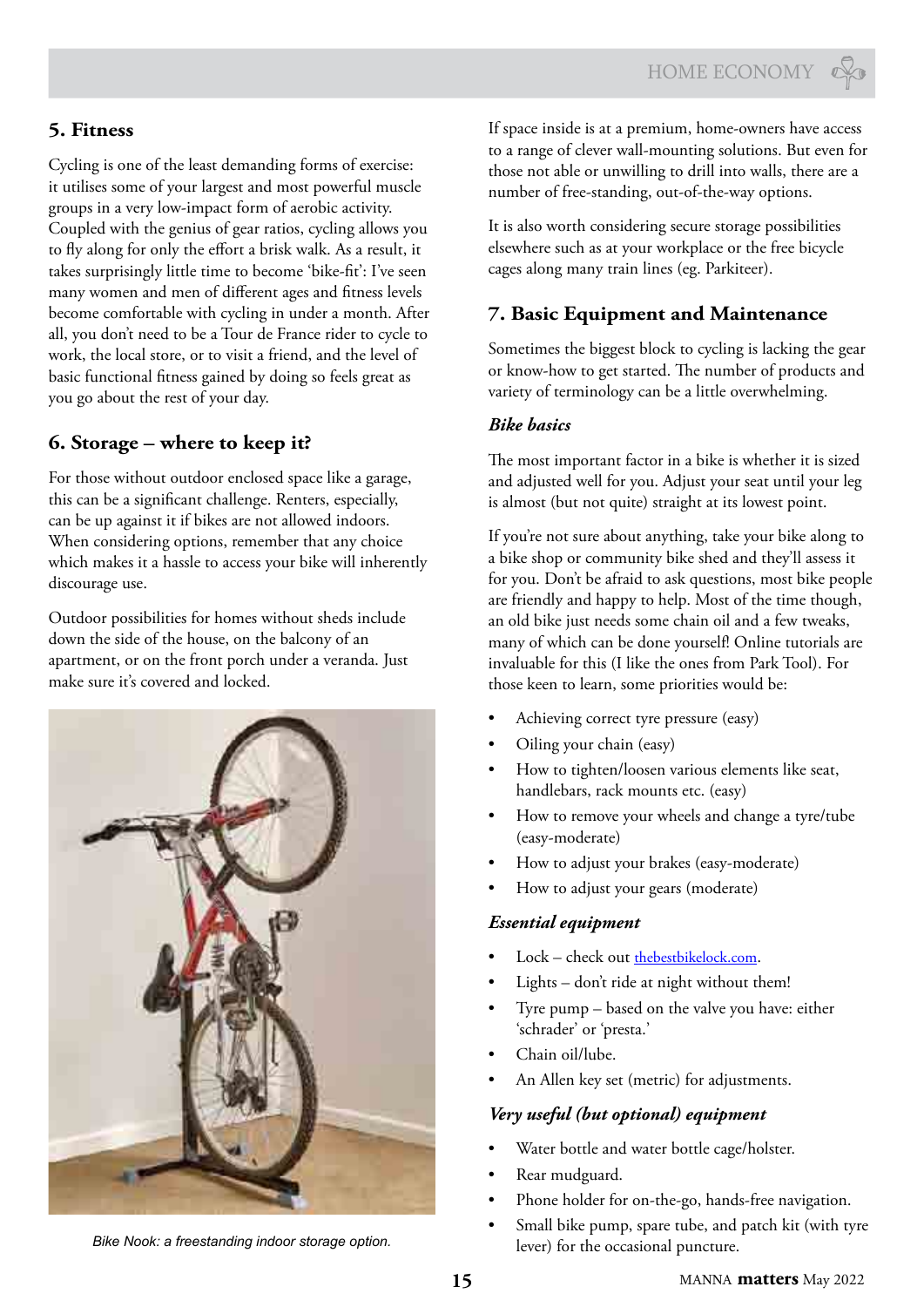## 5. Fitness

Cycling is one of the least demanding forms of exercise: it utilises some of your largest and most powerful muscle groups in a very low-impact form of aerobic activity. Coupled with the genius of gear ratios, cycling allows you to fly along for only the effort a brisk walk. As a result, it takes surprisingly little time to become 'bike-fit': I've seen many women and men of different ages and fitness levels become comfortable with cycling in under a month. After all, you don't need to be a Tour de France rider to cycle to work, the local store, or to visit a friend, and the level of basic functional fitness gained by doing so feels great as you go about the rest of your day.

## 6. Storage – where to keep it?

For those without outdoor enclosed space like a garage, this can be a significant challenge. Renters, especially, can be up against it if bikes are not allowed indoors. When considering options, remember that any choice which makes it a hassle to access your bike will inherently discourage use.

Outdoor possibilities for homes without sheds include down the side of the house, on the balcony of an apartment, or on the front porch under a veranda. Just make sure it's covered and locked.

*Bike Nook: a freestanding indoor storage option.*

If space inside is at a premium, home-owners have access to a range of clever wall-mounting solutions. But even for those not able or unwilling to drill into walls, there are a number of free-standing, out-of-the-way options.

It is also worth considering secure storage possibilities elsewhere such as at your workplace or the free bicycle cages along many train lines (eg. Parkiteer).

## 7. Basic Equipment and Maintenance

Sometimes the biggest block to cycling is lacking the gear or know-how to get started. The number of products and variety of terminology can be a little overwhelming.

### *Bike basics*

The most important factor in a bike is whether it is sized and adjusted well for you. Adjust your seat until your leg is almost (but not quite) straight at its lowest point.

If you're not sure about anything, take your bike along to a bike shop or community bike shed and they'll assess it for you. Don't be afraid to ask questions, most bike people are friendly and happy to help. Most of the time though, an old bike just needs some chain oil and a few tweaks, many of which can be done yourself! Online tutorials are invaluable for this (I like the ones from Park Tool). For those keen to learn, some priorities would be:

- Achieving correct tyre pressure (easy)
- Oiling your chain (easy)
- How to tighten/loosen various elements like seat, handlebars, rack mounts etc. (easy)
- How to remove your wheels and change a tyre/tube (easy-moderate)
- How to adjust your brakes (easy-moderate)
- How to adjust your gears (moderate)

### *Essential equipment*

- Lock – check out thebestbikelock.com.
- Lights – don't ride at night without them!
- Tyre pump – based on the valve you have: either 'schrader' or 'presta.'
- Chain oil/lube.
- An Allen key set (metric) for adjustments.

### *Very useful (but optional) equipment*

- Water bottle and water bottle cage/holster.
- Rear mudguard.
- Phone holder for on-the-go, hands-free navigation.
- Small bike pump, spare tube, and patch kit (with tyre lever) for the occasional puncture.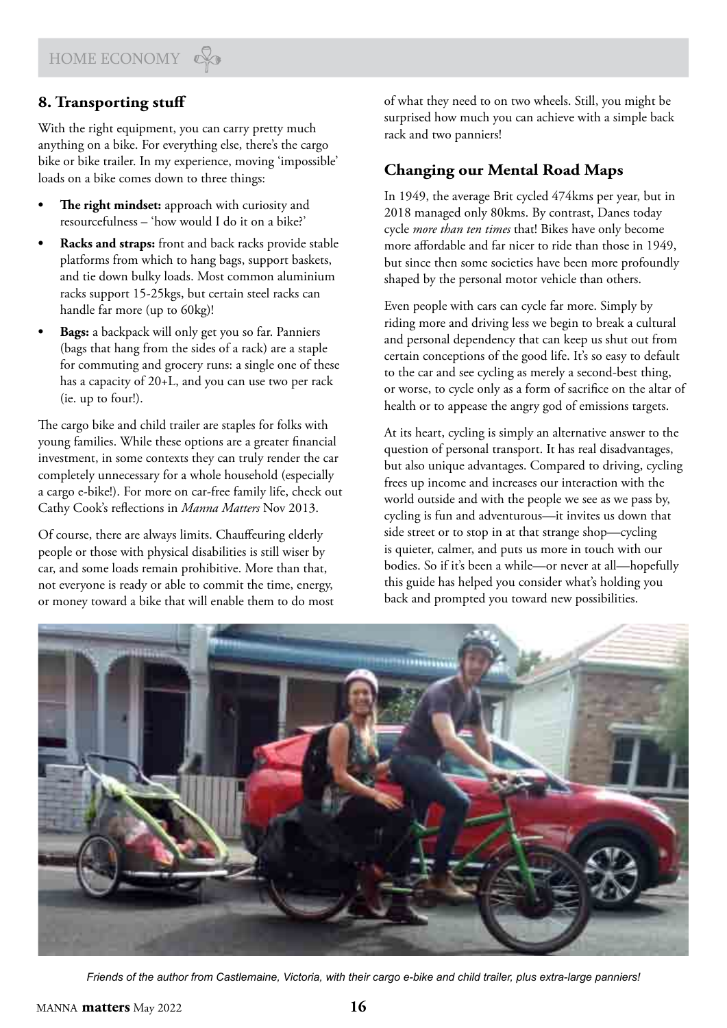## 8. Transporting stuff

With the right equipment, you can carry pretty much anything on a bike. For everything else, there's the cargo bike or bike trailer. In my experience, moving 'impossible' loads on a bike comes down to three things:

- **The right mindset:** approach with curiosity and resourcefulness – 'how would I do it on a bike?'
- **Racks and straps:** front and back racks provide stable platforms from which to hang bags, support baskets, and tie down bulky loads. Most common aluminium racks support 15-25kgs, but certain steel racks can handle far more (up to 60kg)!
- **Bags:** a backpack will only get you so far. Panniers (bags that hang from the sides of a rack) are a staple for commuting and grocery runs: a single one of these has a capacity of 20+L, and you can use two per rack (ie. up to four!).

The cargo bike and child trailer are staples for folks with young families. While these options are a greater financial investment, in some contexts they can truly render the car completely unnecessary for a whole household (especially a cargo e-bike!). For more on car-free family life, check out Cathy Cook's reflections in *Manna Matters* Nov 2013.

Of course, there are always limits. Chauffeuring elderly people or those with physical disabilities is still wiser by car, and some loads remain prohibitive. More than that, not everyone is ready or able to commit the time, energy, or money toward a bike that will enable them to do most of what they need to on two wheels. Still, you might be surprised how much you can achieve with a simple back rack and two panniers!

## Changing our Mental Road Maps

In 1949, the average Brit cycled 474kms per year, but in 2018 managed only 80kms. By contrast, Danes today cycle *more than ten times* that! Bikes have only become more affordable and far nicer to ride than those in 1949, but since then some societies have been more profoundly shaped by the personal motor vehicle than others.

Even people with cars can cycle far more. Simply by riding more and driving less we begin to break a cultural and personal dependency that can keep us shut out from certain conceptions of the good life. It's so easy to default to the car and see cycling as merely a second-best thing, or worse, to cycle only as a form of sacrifice on the altar of health or to appease the angry god of emissions targets.

At its heart, cycling is simply an alternative answer to the question of personal transport. It has real disadvantages, but also unique advantages. Compared to driving, cycling frees up income and increases our interaction with the world outside and with the people we see as we pass by, cycling is fun and adventurous—it invites us down that side street or to stop in at that strange shop—cycling is quieter, calmer, and puts us more in touch with our bodies. So if it's been a while—or never at all—hopefully this guide has helped you consider what's holding you back and prompted you toward new possibilities.

*Friends of the author from Castlemaine, Victoria, with their cargo e-bike and child trailer, plus extra-large panniers!*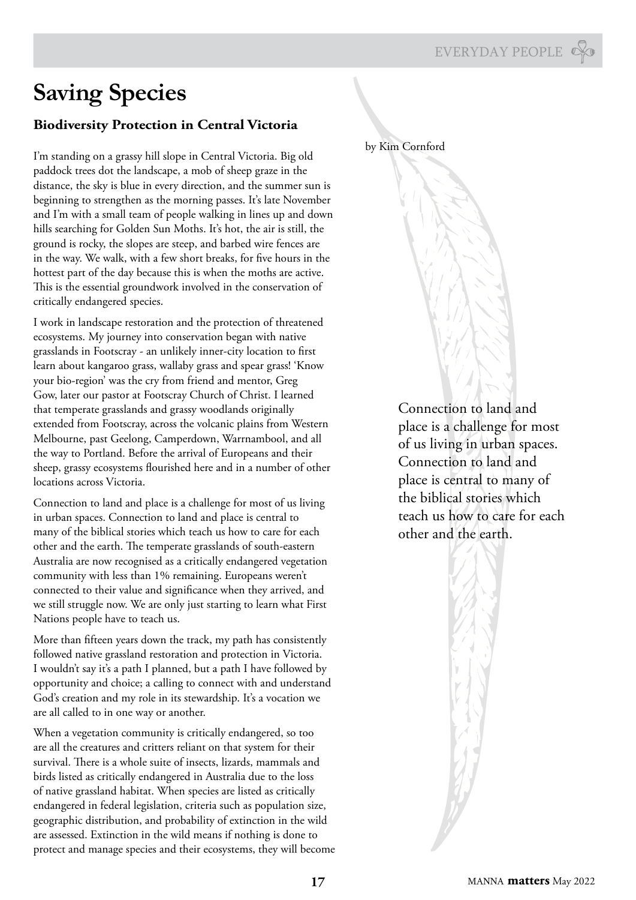# Saving Species

### Biodiversity Protection in Central Victoria

by Kim Cornford

I'm standing on a grassy hill slope in Central Victoria. Big old paddock trees dot the landscape, a mob of sheep graze in the distance, the sky is blue in every direction, and the summer sun is beginning to strengthen as the morning passes. It's late November and I'm with a small team of people walking in lines up and down hills searching for Golden Sun Moths. It's hot, the air is still, the ground is rocky, the slopes are steep, and barbed wire fences are in the way. We walk, with a few short breaks, for five hours in the hottest part of the day because this is when the moths are active. This is the essential groundwork involved in the conservation of critically endangered species.

I work in landscape restoration and the protection of threatened ecosystems. My journey into conservation began with native grasslands in Footscray - an unlikely inner-city location to first learn about kangaroo grass, wallaby grass and spear grass! 'Know your bio-region' was the cry from friend and mentor, Greg Gow, later our pastor at Footscray Church of Christ. I learned that temperate grasslands and grassy woodlands originally extended from Footscray, across the volcanic plains from Western Melbourne, past Geelong, Camperdown, Warrnambool, and all the way to Portland. Before the arrival of Europeans and their sheep, grassy ecosystems flourished here and in a number of other locations across Victoria.

Connection to land and place is a challenge for most of us living in urban spaces. Connection to land and place is central to many of the biblical stories which teach us how to care for each other and the earth. The temperate grasslands of south-eastern Australia are now recognised as a critically endangered vegetation community with less than 1% remaining. Europeans weren't connected to their value and significance when they arrived, and we still struggle now. We are only just starting to learn what First Nations people have to teach us.

> Connection to land and place is a challenge for most of us living in urban spaces. Connection to land and place is central to many of the biblical stories which teach us how to care for each other and the earth.

More than fifteen years down the track, my path has consistently followed native grassland restoration and protection in Victoria. I wouldn't say it's a path I planned, but a path I have followed by opportunity and choice; a calling to connect with and understand God's creation and my role in its stewardship. It's a vocation we are all called to in one way or another.

When a vegetation community is critically endangered, so too are all the creatures and critters reliant on that system for their survival. There is a whole suite of insects, lizards, mammals and birds listed as critically endangered in Australia due to the loss of native grassland habitat. When species are listed as critically endangered in federal legislation, criteria such as population size, geographic distribution, and probability of extinction in the wild are assessed. Extinction in the wild means if nothing is done to protect and manage species and their ecosystems, they will become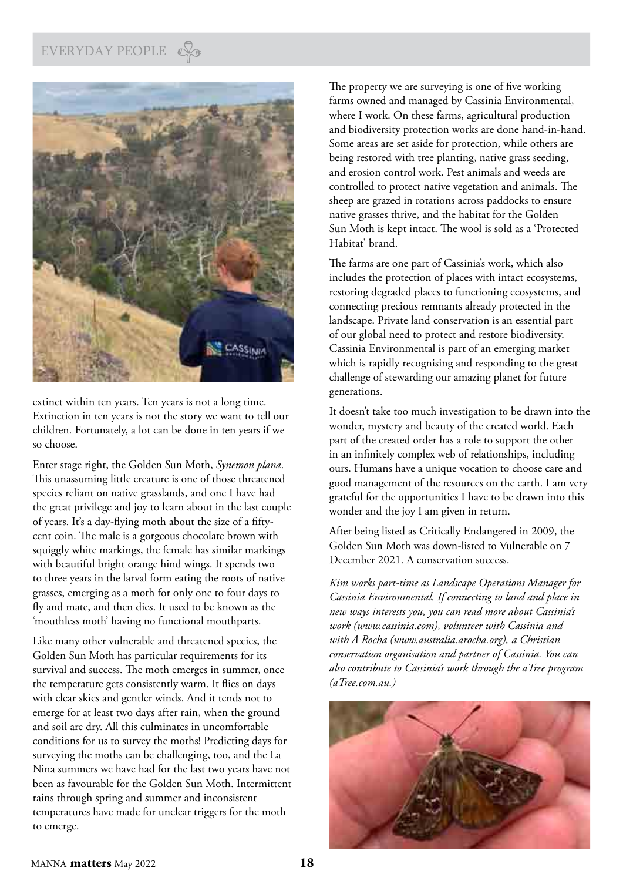extinct within ten years. Ten years is not a long time. Extinction in ten years is not the story we want to tell our children. Fortunately, a lot can be done in ten years if we so choose.

Enter stage right, the Golden Sun Moth, *Synemon plana*. This unassuming little creature is one of those threatened species reliant on native grasslands, and one I have had the great privilege and joy to learn about in the last couple of years. It's a day-flying moth about the size of a fifty-cent coin. The male is a gorgeous chocolate brown with squiggly white markings, the female has similar markings with beautiful bright orange hind wings. It spends two to three years in the larval form eating the roots of native grasses, emerging as a moth for only one to four days to fly and mate, and then dies. It used to be known as the 'mouthless moth' having no functional mouthparts.

Like many other vulnerable and threatened species, the Golden Sun Moth has particular requirements for its survival and success. The moth emerges in summer, once the temperature gets consistently warm. It flies on days with clear skies and gentler winds. And it tends not to emerge for at least two days after rain, when the ground and soil are dry. All this culminates in uncomfortable conditions for us to survey the moths! Predicting days for surveying the moths can be challenging, too, and the La Nina summers we have had for the last two years have not been as favourable for the Golden Sun Moth. Intermittent rains through spring and summer and inconsistent temperatures have made for unclear triggers for the moth to emerge.

The property we are surveying is one of five working farms owned and managed by Cassinia Environmental, where I work. On these farms, agricultural production and biodiversity protection works are done hand-in-hand. Some areas are set aside for protection, while others are being restored with tree planting, native grass seeding, and erosion control work. Pest animals and weeds are controlled to protect native vegetation and animals. The sheep are grazed in rotations across paddocks to ensure native grasses thrive, and the habitat for the Golden Sun Moth is kept intact. The wool is sold as a 'Protected Habitat' brand.

The farms are one part of Cassinia's work, which also includes the protection of places with intact ecosystems, restoring degraded places to functioning ecosystems, and connecting precious remnants already protected in the landscape. Private land conservation is an essential part of our global need to protect and restore biodiversity. Cassinia Environmental is part of an emerging market which is rapidly recognising and responding to the great challenge of stewarding our amazing planet for future generations.

It doesn't take too much investigation to be drawn into the wonder, mystery and beauty of the created world. Each part of the created order has a role to support the other in an infinitely complex web of relationships, including ours. Humans have a unique vocation to choose care and good management of the resources on the earth. I am very grateful for the opportunities I have to be drawn into this wonder and the joy I am given in return.

After being listed as Critically Endangered in 2009, the Golden Sun Moth was down-listed to Vulnerable on 7 December 2021. A conservation success.

*Kim works part-time as Landscape Operations Manager for Cassinia Environmental. If connecting to land and place in new ways interests you, you can read more about Cassinia's work (www.cassinia.com), volunteer with Cassinia and with A Rocha (www.australia.arocha.org), a Christian conservation organisation and partner of Cassinia. You can also contribute to Cassinia's work through the aTree program (aTree.com.au.)*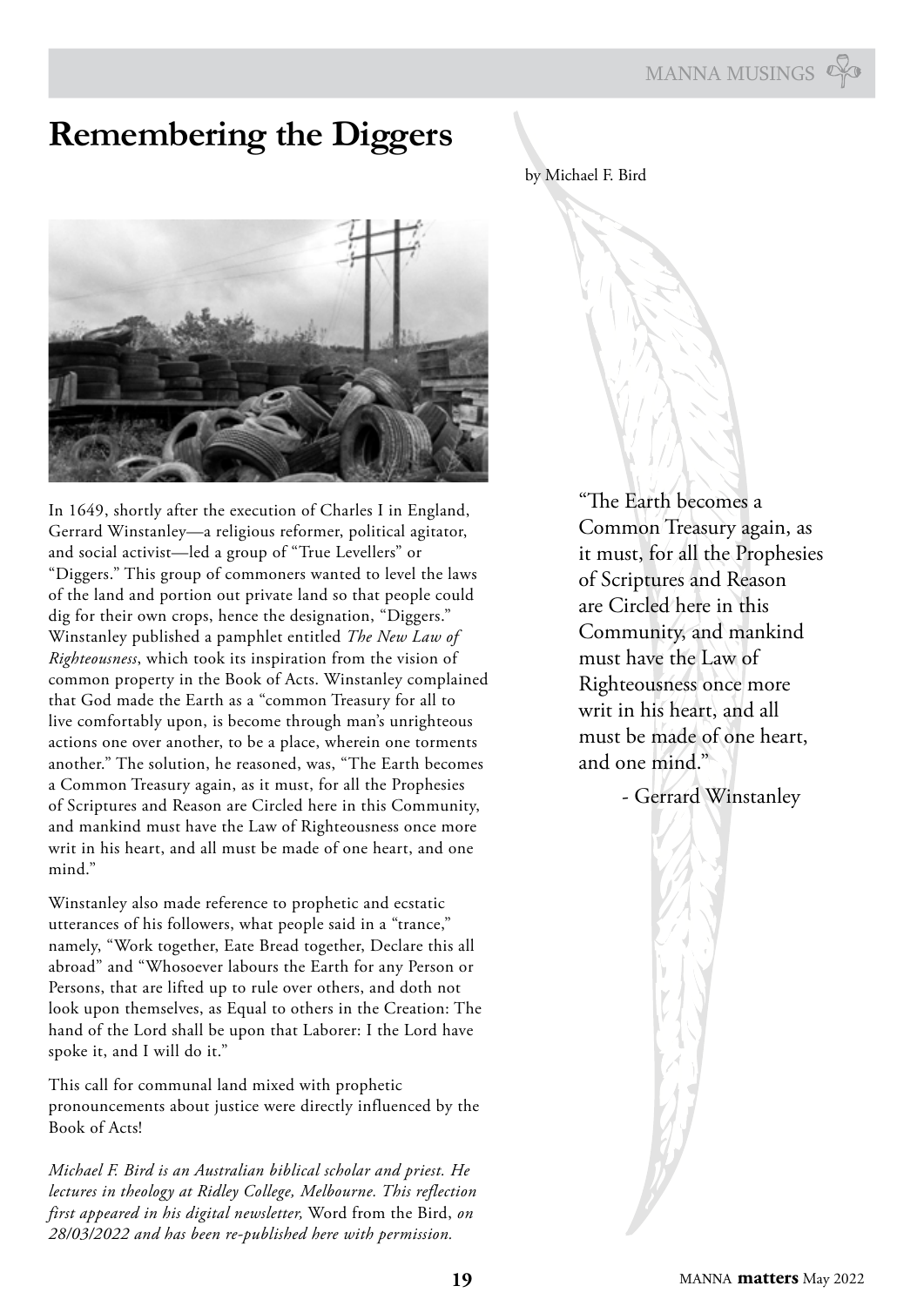# Remembering the Diggers

by Michael F. Bird

In 1649, shortly after the execution of Charles I in England, Gerrard Winstanley—a religious reformer, political agitator, and social activist—led a group of "True Levellers" or "Diggers." This group of commoners wanted to level the laws of the land and portion out private land so that people could dig for their own crops, hence the designation, "Diggers." Winstanley published a pamphlet entitled *The New Law of Righteousness*, which took its inspiration from the vision of common property in the Book of Acts. Winstanley complained that God made the Earth as a "common Treasury for all to live comfortably upon, is become through man's unrighteous actions one over another, to be a place, wherein one torments another." The solution, he reasoned, was, "The Earth becomes a Common Treasury again, as it must, for all the Prophesies of Scriptures and Reason are Circled here in this Community, and mankind must have the Law of Righteousness once more writ in his heart, and all must be made of one heart, and one mind."

Winstanley also made reference to prophetic and ecstatic utterances of his followers, what people said in a "trance," namely, "Work together, Eate Bread together, Declare this all abroad" and "Whosoever labours the Earth for any Person or Persons, that are lifted up to rule over others, and doth not look upon themselves, as Equal to others in the Creation: The hand of the Lord shall be upon that Laborer: I the Lord have spoke it, and I will do it."

This call for communal land mixed with prophetic pronouncements about justice were directly influenced by the Book of Acts!

> "The Earth becomes a Common Treasury again, as it must, for all the Prophesies of Scriptures and Reason are Circled here in this Community, and mankind must have the Law of Righteousness once more writ in his heart, and all must be made of one heart, and one mind."
>
> - Gerrard Winstanley

*Michael F. Bird is an Australian biblical scholar and priest. He lectures in theology at Ridley College, Melbourne. This reflection first appeared in his digital newsletter,* Word from the Bird, *on 28/03/2022 and has been re-published here with permission.*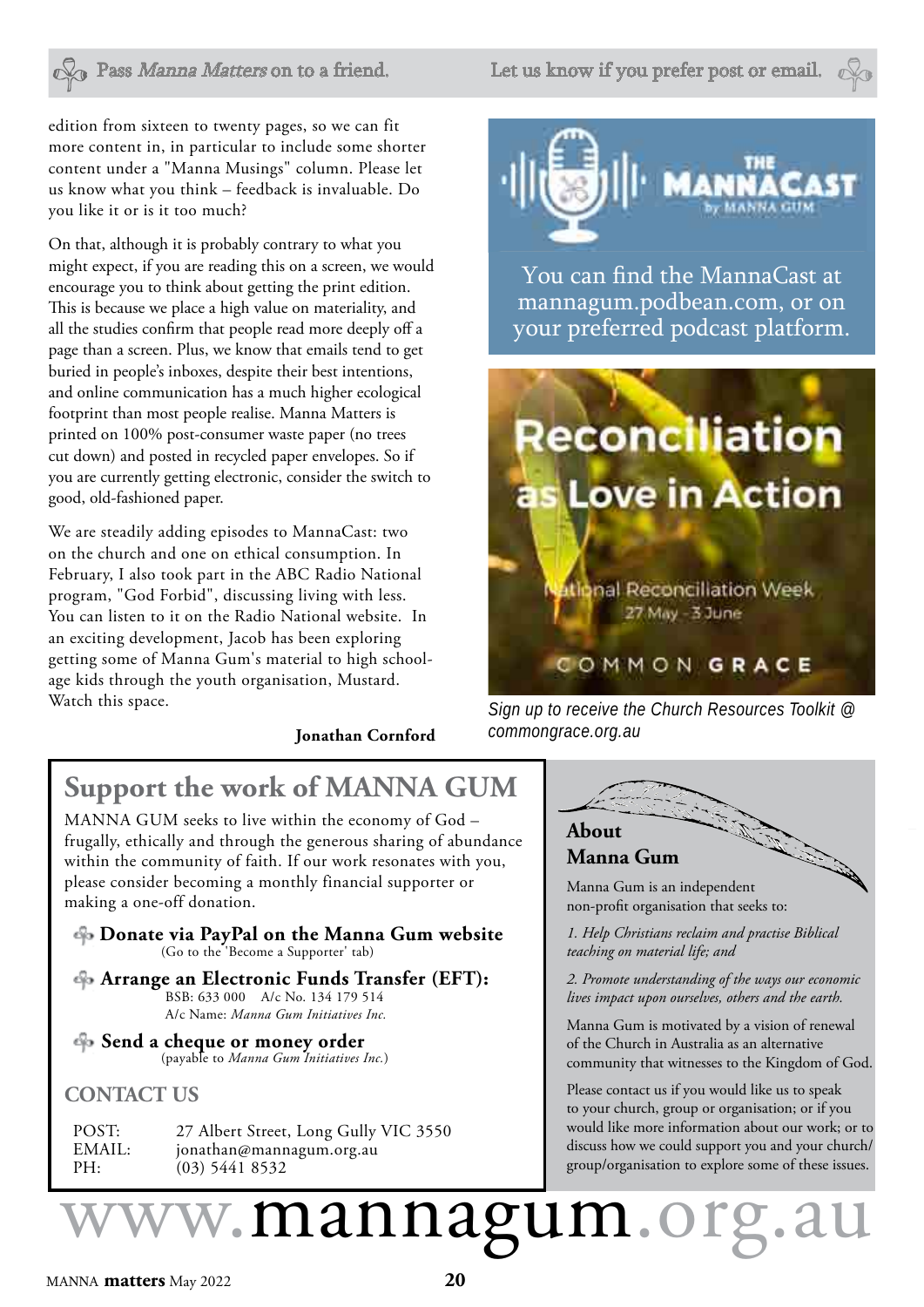edition from sixteen to twenty pages, so we can fit more content in, in particular to include some shorter content under a "Manna Musings" column. Please let us know what you think – feedback is invaluable. Do you like it or is it too much?

On that, although it is probably contrary to what you might expect, if you are reading this on a screen, we would encourage you to think about getting the print edition. This is because we place a high value on materiality, and all the studies confirm that people read more deeply off a page than a screen. Plus, we know that emails tend to get buried in people's inboxes, despite their best intentions, and online communication has a much higher ecological footprint than most people realise. Manna Matters is printed on 100% post-consumer waste paper (no trees cut down) and posted in recycled paper envelopes. So if you are currently getting electronic, consider the switch to good, old-fashioned paper.

We are steadily adding episodes to MannaCast: two on the church and one on ethical consumption. In February, I also took part in the ABC Radio National program, "God Forbid", discussing living with less. You can listen to it on the Radio National website. In an exciting development, Jacob has been exploring getting some of Manna Gum's material to high school-age kids through the youth organisation, Mustard. Watch this space.

**Jonathan Cornford**

THE MANNACAST by MANNA GUM

You can find the MannaCast at mannagum.podbean.com, or on your preferred podcast platform.

Reconciliation as Love in Action

National Reconciliation Week 27 May - 3 June

COMMON GRACE

*Sign up to receive the Church Resources Toolkit @ commongrace.org.au*

## Support the work of MANNA GUM

MANNA GUM seeks to live within the economy of God – frugally, ethically and through the generous sharing of abundance within the community of faith. If our work resonates with you, please consider becoming a monthly financial supporter or making a one-off donation.

- **Donate via PayPal on the Manna Gum website**
  (Go to the 'Become a Supporter' tab)
- **Arrange an Electronic Funds Transfer (EFT):**
  BSB: 633 000 A/c No. 134 179 514
  A/c Name: *Manna Gum Initiatives Inc.*
- **Send a cheque or money order**
  (payable to *Manna Gum Initiatives Inc.*)

### CONTACT US

POST: 27 Albert Street, Long Gully VIC 3550
EMAIL: jonathan@mannagum.org.au
PH: (03) 5441 8532

### About Manna Gum

Manna Gum is an independent non-profit organisation that seeks to:

*1. Help Christians reclaim and practise Biblical teaching on material life; and*

*2. Promote understanding of the ways our economic lives impact upon ourselves, others and the earth.*

Manna Gum is motivated by a vision of renewal of the Church in Australia as an alternative community that witnesses to the Kingdom of God.

Please contact us if you would like us to speak to your church, group or organisation; or if you would like more information about our work; or to discuss how we could support you and your church/group/organisation to explore some of these issues.

www.mannagum.org.au